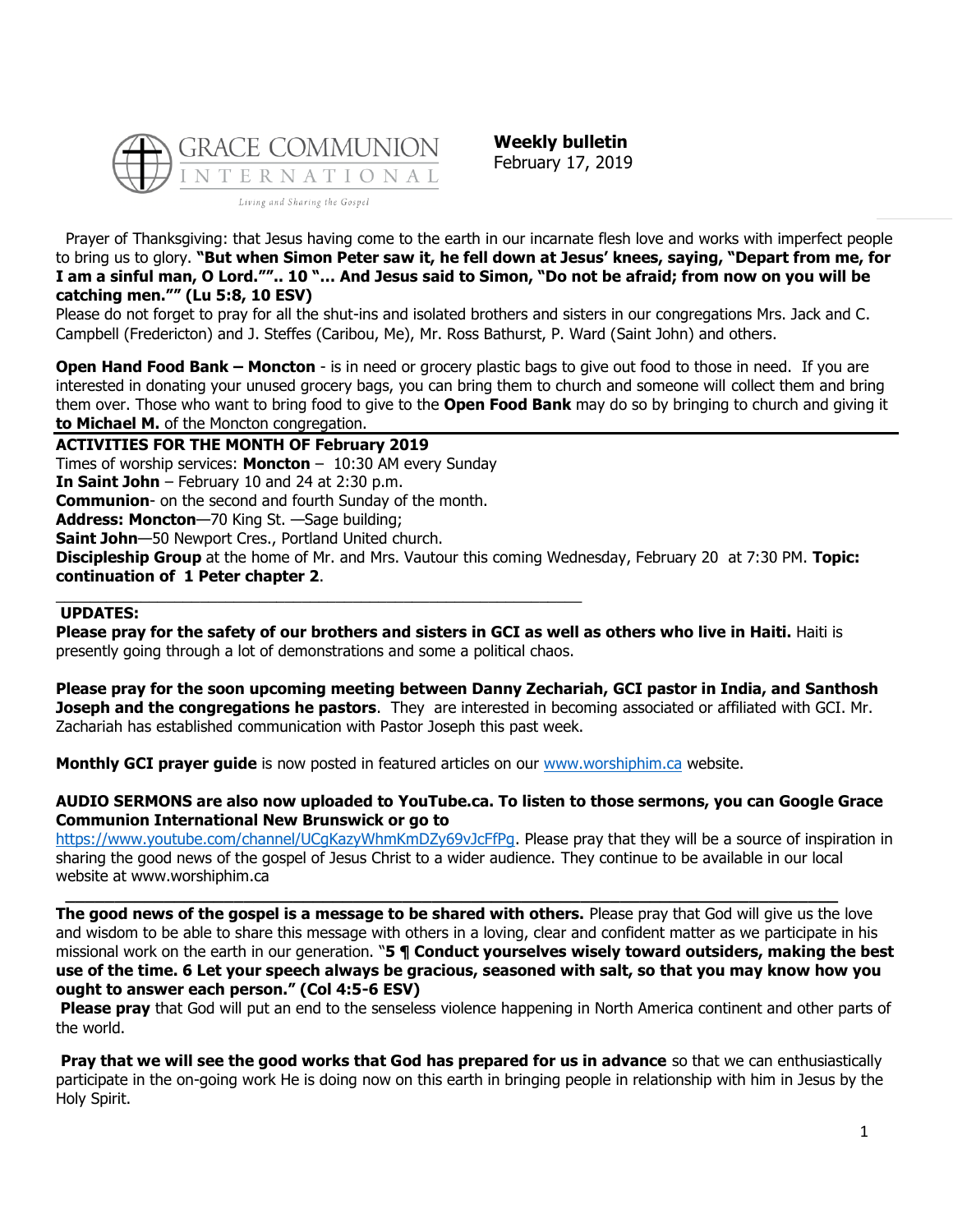GRACE COMMUNION INTERNATIONAL

*Living and Sharing the Gospel*

**Weekly bulletin**
February 17, 2019

Prayer of Thanksgiving: that Jesus having come to the earth in our incarnate flesh love and works with imperfect people to bring us to glory. **"But when Simon Peter saw it, he fell down at Jesus' knees, saying, "Depart from me, for I am a sinful man, O Lord."".. 10 "… And Jesus said to Simon, "Do not be afraid; from now on you will be catching men."" (Lu 5:8, 10 ESV)**

Please do not forget to pray for all the shut-ins and isolated brothers and sisters in our congregations Mrs. Jack and C. Campbell (Fredericton) and J. Steffes (Caribou, Me), Mr. Ross Bathurst, P. Ward (Saint John) and others.

**Open Hand Food Bank – Moncton** - is in need or grocery plastic bags to give out food to those in need. If you are interested in donating your unused grocery bags, you can bring them to church and someone will collect them and bring them over. Those who want to bring food to give to the **Open Food Bank** may do so by bringing to church and giving it **to Michael M.** of the Moncton congregation.

---

**ACTIVITIES FOR THE MONTH OF February 2019**

Times of worship services: **Moncton** – 10:30 AM every Sunday

**In Saint John** – February 10 and 24 at 2:30 p.m.

**Communion**- on the second and fourth Sunday of the month.

**Address: Moncton**—70 King St. —Sage building;

**Saint John**—50 Newport Cres., Portland United church.

**Discipleship Group** at the home of Mr. and Mrs. Vautour this coming Wednesday, February 20 at 7:30 PM. **Topic: continuation of 1 Peter chapter 2**.

---

**UPDATES:**

**Please pray for the safety of our brothers and sisters in GCI as well as others who live in Haiti.** Haiti is presently going through a lot of demonstrations and some a political chaos.

**Please pray for the soon upcoming meeting between Danny Zechariah, GCI pastor in India, and Santhosh Joseph and the congregations he pastors**. They are interested in becoming associated or affiliated with GCI. Mr. Zachariah has established communication with Pastor Joseph this past week.

**Monthly GCI prayer guide** is now posted in featured articles on our www.worshiphim.ca website.

**AUDIO SERMONS are also now uploaded to YouTube.ca. To listen to those sermons, you can Google Grace Communion International New Brunswick or go to** https://www.youtube.com/channel/UCgKazyWhmKmDZy69vJcFfPg. Please pray that they will be a source of inspiration in sharing the good news of the gospel of Jesus Christ to a wider audience. They continue to be available in our local website at www.worshiphim.ca

---

**The good news of the gospel is a message to be shared with others.** Please pray that God will give us the love and wisdom to be able to share this message with others in a loving, clear and confident matter as we participate in his missional work on the earth in our generation. "**5 ¶ Conduct yourselves wisely toward outsiders, making the best use of the time. 6 Let your speech always be gracious, seasoned with salt, so that you may know how you ought to answer each person." (Col 4:5-6 ESV)**

**Please pray** that God will put an end to the senseless violence happening in North America continent and other parts of the world.

**Pray that we will see the good works that God has prepared for us in advance** so that we can enthusiastically participate in the on-going work He is doing now on this earth in bringing people in relationship with him in Jesus by the Holy Spirit.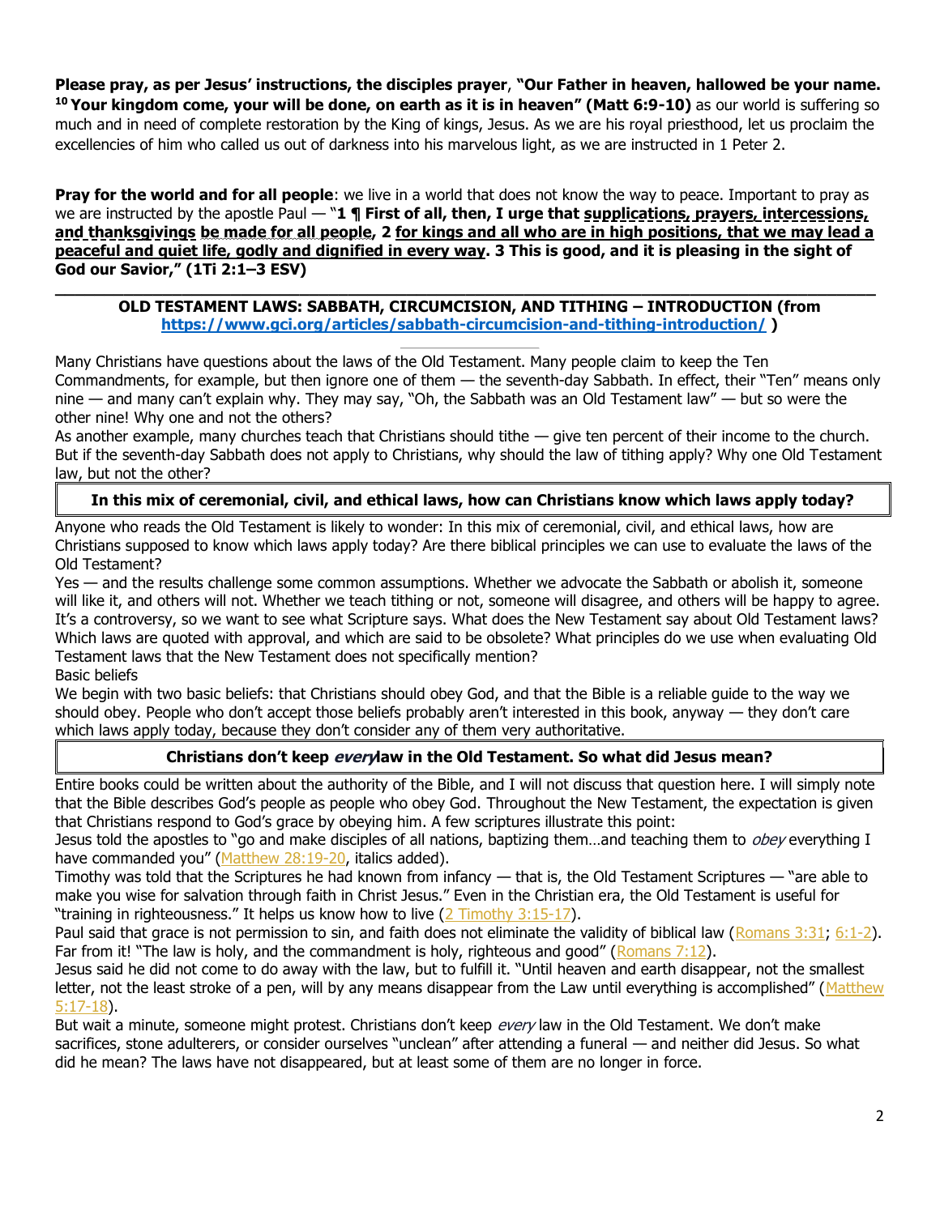**Please pray, as per Jesus' instructions, the disciples prayer**, **"Our Father in heaven, hallowed be your name. [10] Your kingdom come, your will be done, on earth as it is in heaven" (Matt 6:9-10)** as our world is suffering so much and in need of complete restoration by the King of kings, Jesus. As we are his royal priesthood, let us proclaim the excellencies of him who called us out of darkness into his marvelous light, as we are instructed in 1 Peter 2.

**Pray for the world and for all people**: we live in a world that does not know the way to peace. Important to pray as we are instructed by the apostle Paul — "**1 ¶ First of all, then, I urge that supplications, prayers, intercessions, and thanksgivings be made for all people, 2 for kings and all who are in high positions, that we may lead a peaceful and quiet life, godly and dignified in every way. 3 This is good, and it is pleasing in the sight of God our Savior," (1Ti 2:1–3 ESV)**

---

## OLD TESTAMENT LAWS: SABBATH, CIRCUMCISION, AND TITHING – INTRODUCTION (from https://www.gci.org/articles/sabbath-circumcision-and-tithing-introduction/ )

Many Christians have questions about the laws of the Old Testament. Many people claim to keep the Ten Commandments, for example, but then ignore one of them — the seventh-day Sabbath. In effect, their "Ten" means only nine — and many can't explain why. They may say, "Oh, the Sabbath was an Old Testament law" — but so were the other nine! Why one and not the others?

As another example, many churches teach that Christians should tithe — give ten percent of their income to the church. But if the seventh-day Sabbath does not apply to Christians, why should the law of tithing apply? Why one Old Testament law, but not the other?

**In this mix of ceremonial, civil, and ethical laws, how can Christians know which laws apply today?**

Anyone who reads the Old Testament is likely to wonder: In this mix of ceremonial, civil, and ethical laws, how are Christians supposed to know which laws apply today? Are there biblical principles we can use to evaluate the laws of the Old Testament?

Yes — and the results challenge some common assumptions. Whether we advocate the Sabbath or abolish it, someone will like it, and others will not. Whether we teach tithing or not, someone will disagree, and others will be happy to agree. It's a controversy, so we want to see what Scripture says. What does the New Testament say about Old Testament laws? Which laws are quoted with approval, and which are said to be obsolete? What principles do we use when evaluating Old Testament laws that the New Testament does not specifically mention?

Basic beliefs

We begin with two basic beliefs: that Christians should obey God, and that the Bible is a reliable guide to the way we should obey. People who don't accept those beliefs probably aren't interested in this book, anyway — they don't care which laws apply today, because they don't consider any of them very authoritative.

**Christians don't keep *every* law in the Old Testament. So what did Jesus mean?**

Entire books could be written about the authority of the Bible, and I will not discuss that question here. I will simply note that the Bible describes God's people as people who obey God. Throughout the New Testament, the expectation is given that Christians respond to God's grace by obeying him. A few scriptures illustrate this point:

Jesus told the apostles to "go and make disciples of all nations, baptizing them…and teaching them to *obey* everything I have commanded you" (Matthew 28:19-20, italics added).

Timothy was told that the Scriptures he had known from infancy — that is, the Old Testament Scriptures — "are able to make you wise for salvation through faith in Christ Jesus." Even in the Christian era, the Old Testament is useful for "training in righteousness." It helps us know how to live (2 Timothy 3:15-17).

Paul said that grace is not permission to sin, and faith does not eliminate the validity of biblical law (Romans 3:31; 6:1-2). Far from it! "The law is holy, and the commandment is holy, righteous and good" (Romans 7:12).

Jesus said he did not come to do away with the law, but to fulfill it. "Until heaven and earth disappear, not the smallest letter, not the least stroke of a pen, will by any means disappear from the Law until everything is accomplished" (Matthew 5:17-18).

But wait a minute, someone might protest. Christians don't keep *every* law in the Old Testament. We don't make sacrifices, stone adulterers, or consider ourselves "unclean" after attending a funeral — and neither did Jesus. So what did he mean? The laws have not disappeared, but at least some of them are no longer in force.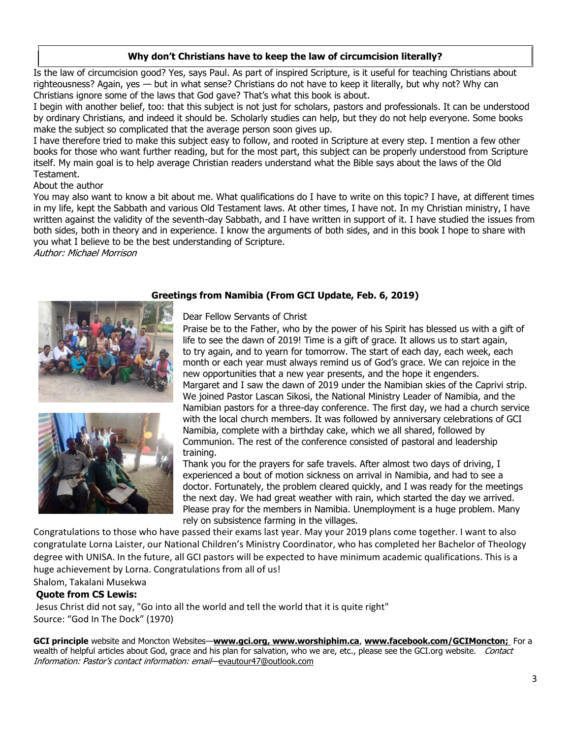## Why don't Christians have to keep the law of circumcision literally?

Is the law of circumcision good? Yes, says Paul. As part of inspired Scripture, is it useful for teaching Christians about righteousness? Again, yes — but in what sense? Christians do not have to keep it literally, but why not? Why can Christians ignore some of the laws that God gave? That's what this book is about.

I begin with another belief, too: that this subject is not just for scholars, pastors and professionals. It can be understood by ordinary Christians, and indeed it should be. Scholarly studies can help, but they do not help everyone. Some books make the subject so complicated that the average person soon gives up.

I have therefore tried to make this subject easy to follow, and rooted in Scripture at every step. I mention a few other books for those who want further reading, but for the most part, this subject can be properly understood from Scripture itself. My main goal is to help average Christian readers understand what the Bible says about the laws of the Old Testament.

About the author

You may also want to know a bit about me. What qualifications do I have to write on this topic? I have, at different times in my life, kept the Sabbath and various Old Testament laws. At other times, I have not. In my Christian ministry, I have written against the validity of the seventh-day Sabbath, and I have written in support of it. I have studied the issues from both sides, both in theory and in experience. I know the arguments of both sides, and in this book I hope to share with you what I believe to be the best understanding of Scripture.

*Author: Michael Morrison*

## Greetings from Namibia (From GCI Update, Feb. 6, 2019)

Dear Fellow Servants of Christ

Praise be to the Father, who by the power of his Spirit has blessed us with a gift of life to see the dawn of 2019! Time is a gift of grace. It allows us to start again, to try again, and to yearn for tomorrow. The start of each day, each week, each month or each year must always remind us of God's grace. We can rejoice in the new opportunities that a new year presents, and the hope it engenders.

Margaret and I saw the dawn of 2019 under the Namibian skies of the Caprivi strip. We joined Pastor Lascan Sikosi, the National Ministry Leader of Namibia, and the Namibian pastors for a three-day conference. The first day, we had a church service with the local church members. It was followed by anniversary celebrations of GCI Namibia, complete with a birthday cake, which we all shared, followed by Communion. The rest of the conference consisted of pastoral and leadership training.

Thank you for the prayers for safe travels. After almost two days of driving, I experienced a bout of motion sickness on arrival in Namibia, and had to see a doctor. Fortunately, the problem cleared quickly, and I was ready for the meetings the next day. We had great weather with rain, which started the day we arrived. Please pray for the members in Namibia. Unemployment is a huge problem. Many rely on subsistence farming in the villages.

Congratulations to those who have passed their exams last year. May your 2019 plans come together. I want to also congratulate Lorna Laister, our National Children's Ministry Coordinator, who has completed her Bachelor of Theology degree with UNISA. In the future, all GCI pastors will be expected to have minimum academic qualifications. This is a huge achievement by Lorna. Congratulations from all of us!

Shalom, Takalani Musekwa

**Quote from CS Lewis:**

Jesus Christ did not say, "Go into all the world and tell the world that it is quite right"
Source: "God In The Dock" (1970)

**GCI principle** website and Moncton Websites—**www.gci.org, www.worshiphim.ca**, **www.facebook.com/GCIMoncton;** For a wealth of helpful articles about God, grace and his plan for salvation, who we are, etc., please see the GCI.org website. *Contact Information: Pastor's contact information: email*—evautour47@outlook.com